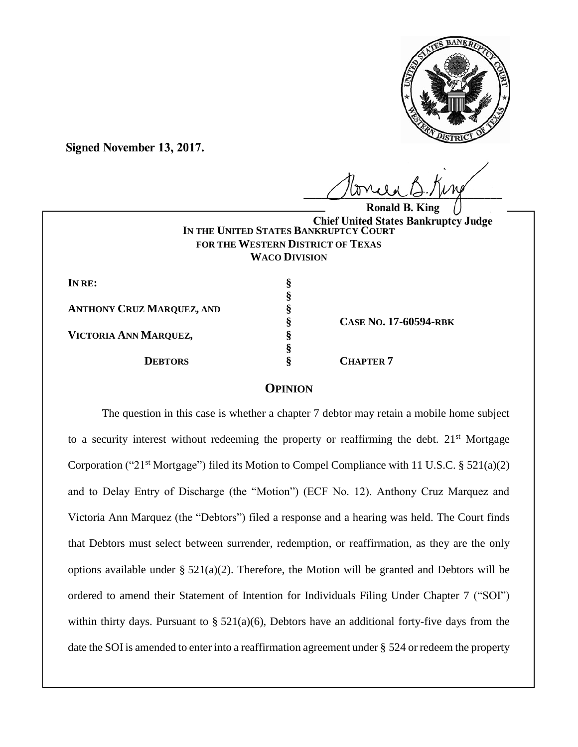**Signed November 13, 2017.**

**Ronald B. King**
**Chief United States Bankruptcy Judge**

**IN THE UNITED STATES BANKRUPTCY COURT**
**FOR THE WESTERN DISTRICT OF TEXAS**
**WACO DIVISION**

| | | |
|---|---|---|
| **IN RE:** | § | |
| | § | |
| **ANTHONY CRUZ MARQUEZ, AND** | § | |
| | § | **CASE NO. 17-60594-RBK** |
| **VICTORIA ANN MARQUEZ,** | § | |
| | § | |
| **DEBTORS** | § | **CHAPTER 7** |

## OPINION

The question in this case is whether a chapter 7 debtor may retain a mobile home subject to a security interest without redeeming the property or reaffirming the debt. 21st Mortgage Corporation ("21st Mortgage") filed its Motion to Compel Compliance with 11 U.S.C. § 521(a)(2) and to Delay Entry of Discharge (the "Motion") (ECF No. 12). Anthony Cruz Marquez and Victoria Ann Marquez (the "Debtors") filed a response and a hearing was held. The Court finds that Debtors must select between surrender, redemption, or reaffirmation, as they are the only options available under § 521(a)(2). Therefore, the Motion will be granted and Debtors will be ordered to amend their Statement of Intention for Individuals Filing Under Chapter 7 ("SOI") within thirty days. Pursuant to § 521(a)(6), Debtors have an additional forty-five days from the date the SOI is amended to enter into a reaffirmation agreement under § 524 or redeem the property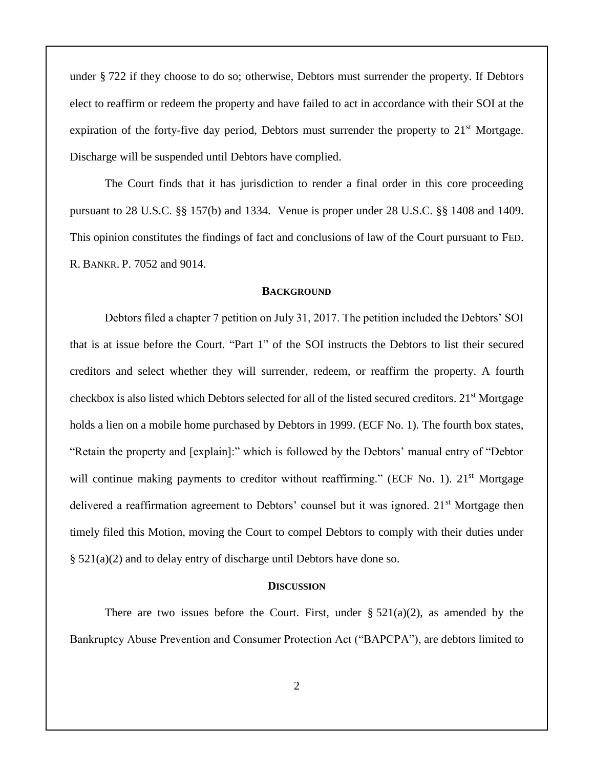under § 722 if they choose to do so; otherwise, Debtors must surrender the property. If Debtors elect to reaffirm or redeem the property and have failed to act in accordance with their SOI at the expiration of the forty-five day period, Debtors must surrender the property to 21st Mortgage. Discharge will be suspended until Debtors have complied.

The Court finds that it has jurisdiction to render a final order in this core proceeding pursuant to 28 U.S.C. §§ 157(b) and 1334. Venue is proper under 28 U.S.C. §§ 1408 and 1409. This opinion constitutes the findings of fact and conclusions of law of the Court pursuant to FED. R. BANKR. P. 7052 and 9014.

## BACKGROUND

Debtors filed a chapter 7 petition on July 31, 2017. The petition included the Debtors' SOI that is at issue before the Court. "Part 1" of the SOI instructs the Debtors to list their secured creditors and select whether they will surrender, redeem, or reaffirm the property. A fourth checkbox is also listed which Debtors selected for all of the listed secured creditors. 21st Mortgage holds a lien on a mobile home purchased by Debtors in 1999. (ECF No. 1). The fourth box states, "Retain the property and [explain]:" which is followed by the Debtors' manual entry of "Debtor will continue making payments to creditor without reaffirming." (ECF No. 1). 21st Mortgage delivered a reaffirmation agreement to Debtors' counsel but it was ignored. 21st Mortgage then timely filed this Motion, moving the Court to compel Debtors to comply with their duties under § 521(a)(2) and to delay entry of discharge until Debtors have done so.

## DISCUSSION

There are two issues before the Court. First, under § 521(a)(2), as amended by the Bankruptcy Abuse Prevention and Consumer Protection Act ("BAPCPA"), are debtors limited to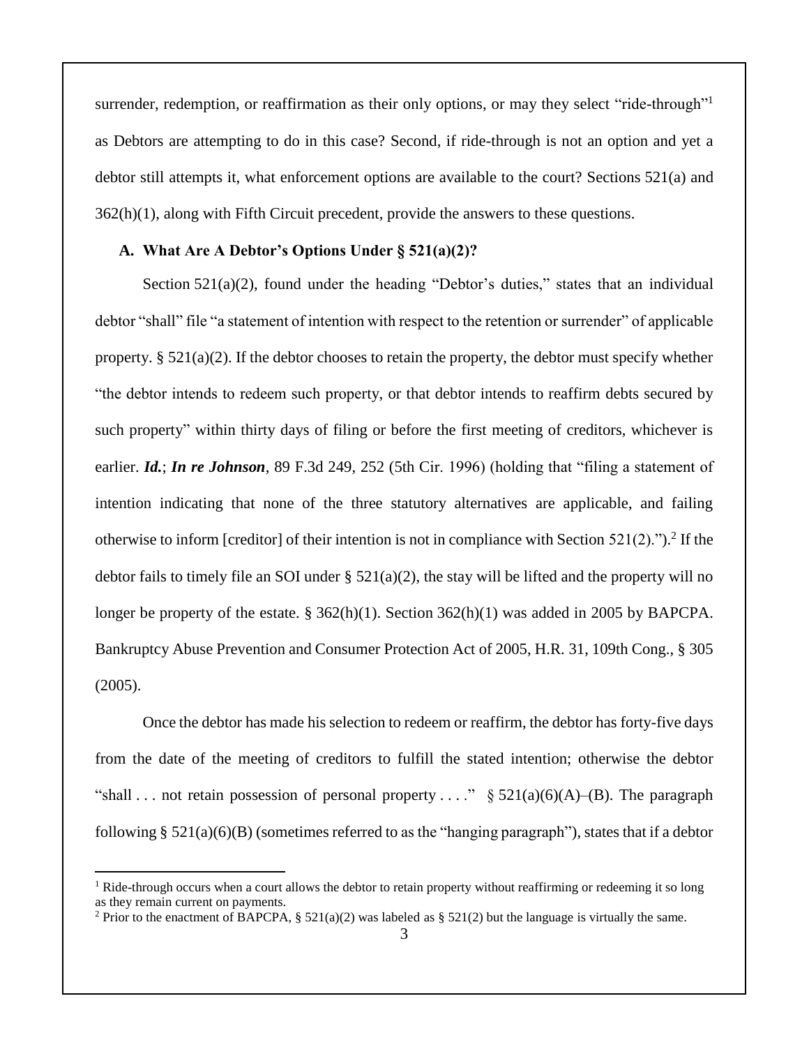surrender, redemption, or reaffirmation as their only options, or may they select "ride-through"[1] as Debtors are attempting to do in this case? Second, if ride-through is not an option and yet a debtor still attempts it, what enforcement options are available to the court? Sections 521(a) and 362(h)(1), along with Fifth Circuit precedent, provide the answers to these questions.

### A. What Are A Debtor's Options Under § 521(a)(2)?

Section 521(a)(2), found under the heading "Debtor's duties," states that an individual debtor "shall" file "a statement of intention with respect to the retention or surrender" of applicable property. § 521(a)(2). If the debtor chooses to retain the property, the debtor must specify whether "the debtor intends to redeem such property, or that debtor intends to reaffirm debts secured by such property" within thirty days of filing or before the first meeting of creditors, whichever is earlier. ***Id.***; ***In re Johnson***, 89 F.3d 249, 252 (5th Cir. 1996) (holding that "filing a statement of intention indicating that none of the three statutory alternatives are applicable, and failing otherwise to inform [creditor] of their intention is not in compliance with Section 521(2).").[2] If the debtor fails to timely file an SOI under § 521(a)(2), the stay will be lifted and the property will no longer be property of the estate. § 362(h)(1). Section 362(h)(1) was added in 2005 by BAPCPA. Bankruptcy Abuse Prevention and Consumer Protection Act of 2005, H.R. 31, 109th Cong., § 305 (2005).

Once the debtor has made his selection to redeem or reaffirm, the debtor has forty-five days from the date of the meeting of creditors to fulfill the stated intention; otherwise the debtor "shall . . . not retain possession of personal property . . . ." § 521(a)(6)(A)–(B). The paragraph following § 521(a)(6)(B) (sometimes referred to as the "hanging paragraph"), states that if a debtor

---

[1] Ride-through occurs when a court allows the debtor to retain property without reaffirming or redeeming it so long as they remain current on payments.

[2] Prior to the enactment of BAPCPA, § 521(a)(2) was labeled as § 521(2) but the language is virtually the same.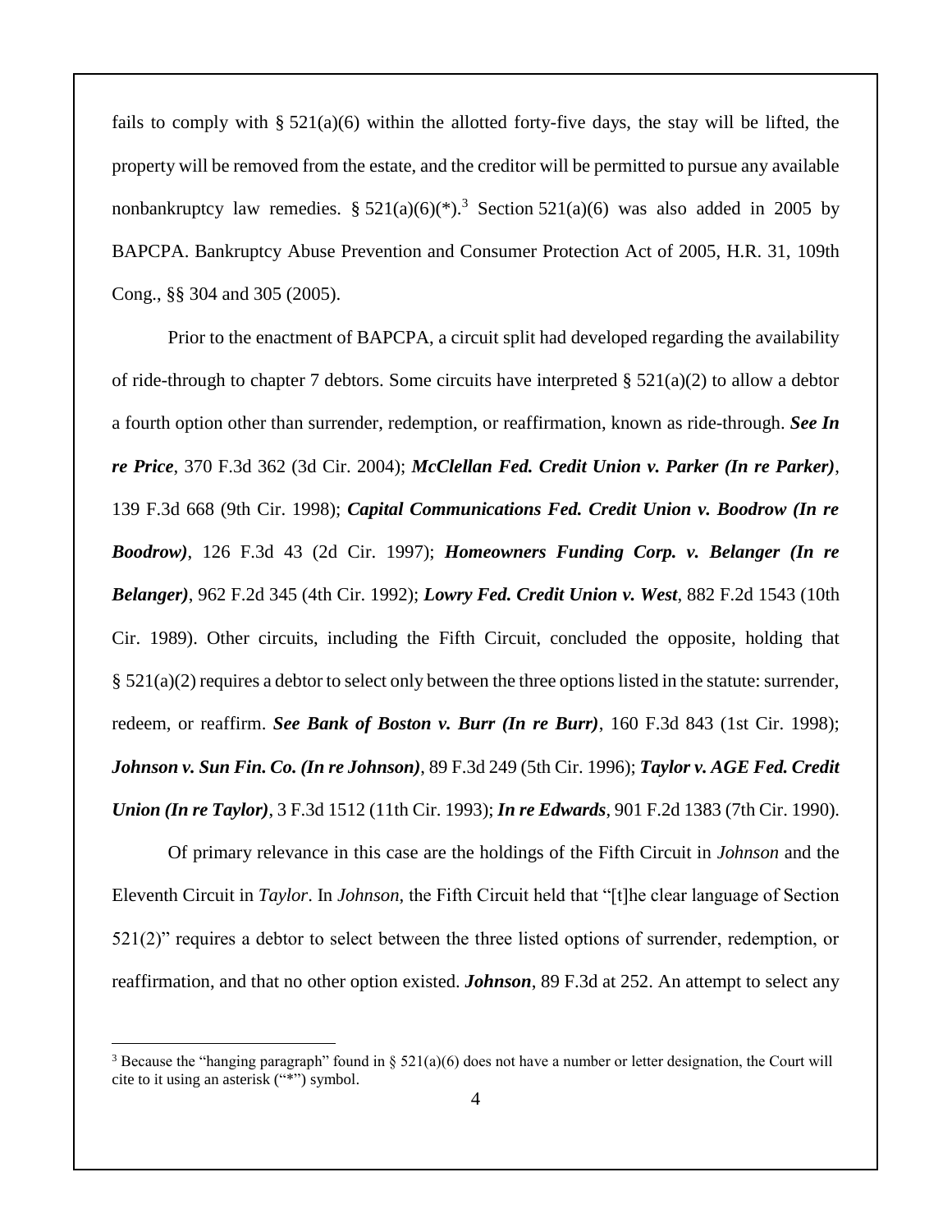fails to comply with § 521(a)(6) within the allotted forty-five days, the stay will be lifted, the property will be removed from the estate, and the creditor will be permitted to pursue any available nonbankruptcy law remedies. § 521(a)(6)(*).[3] Section 521(a)(6) was also added in 2005 by BAPCPA. Bankruptcy Abuse Prevention and Consumer Protection Act of 2005, H.R. 31, 109th Cong., §§ 304 and 305 (2005).

Prior to the enactment of BAPCPA, a circuit split had developed regarding the availability of ride-through to chapter 7 debtors. Some circuits have interpreted § 521(a)(2) to allow a debtor a fourth option other than surrender, redemption, or reaffirmation, known as ride-through. ***See In re Price***, 370 F.3d 362 (3d Cir. 2004); ***McClellan Fed. Credit Union v. Parker (In re Parker)***, 139 F.3d 668 (9th Cir. 1998); ***Capital Communications Fed. Credit Union v. Boodrow (In re Boodrow)***, 126 F.3d 43 (2d Cir. 1997); ***Homeowners Funding Corp. v. Belanger (In re Belanger)***, 962 F.2d 345 (4th Cir. 1992); ***Lowry Fed. Credit Union v. West***, 882 F.2d 1543 (10th Cir. 1989). Other circuits, including the Fifth Circuit, concluded the opposite, holding that § 521(a)(2) requires a debtor to select only between the three options listed in the statute: surrender, redeem, or reaffirm. ***See Bank of Boston v. Burr (In re Burr)***, 160 F.3d 843 (1st Cir. 1998); ***Johnson v. Sun Fin. Co. (In re Johnson)***, 89 F.3d 249 (5th Cir. 1996); ***Taylor v. AGE Fed. Credit Union (In re Taylor)***, 3 F.3d 1512 (11th Cir. 1993); ***In re Edwards***, 901 F.2d 1383 (7th Cir. 1990).

Of primary relevance in this case are the holdings of the Fifth Circuit in *Johnson* and the Eleventh Circuit in *Taylor*. In *Johnson*, the Fifth Circuit held that "[t]he clear language of Section 521(2)" requires a debtor to select between the three listed options of surrender, redemption, or reaffirmation, and that no other option existed. ***Johnson***, 89 F.3d at 252. An attempt to select any

---

[3] Because the "hanging paragraph" found in § 521(a)(6) does not have a number or letter designation, the Court will cite to it using an asterisk ("*") symbol.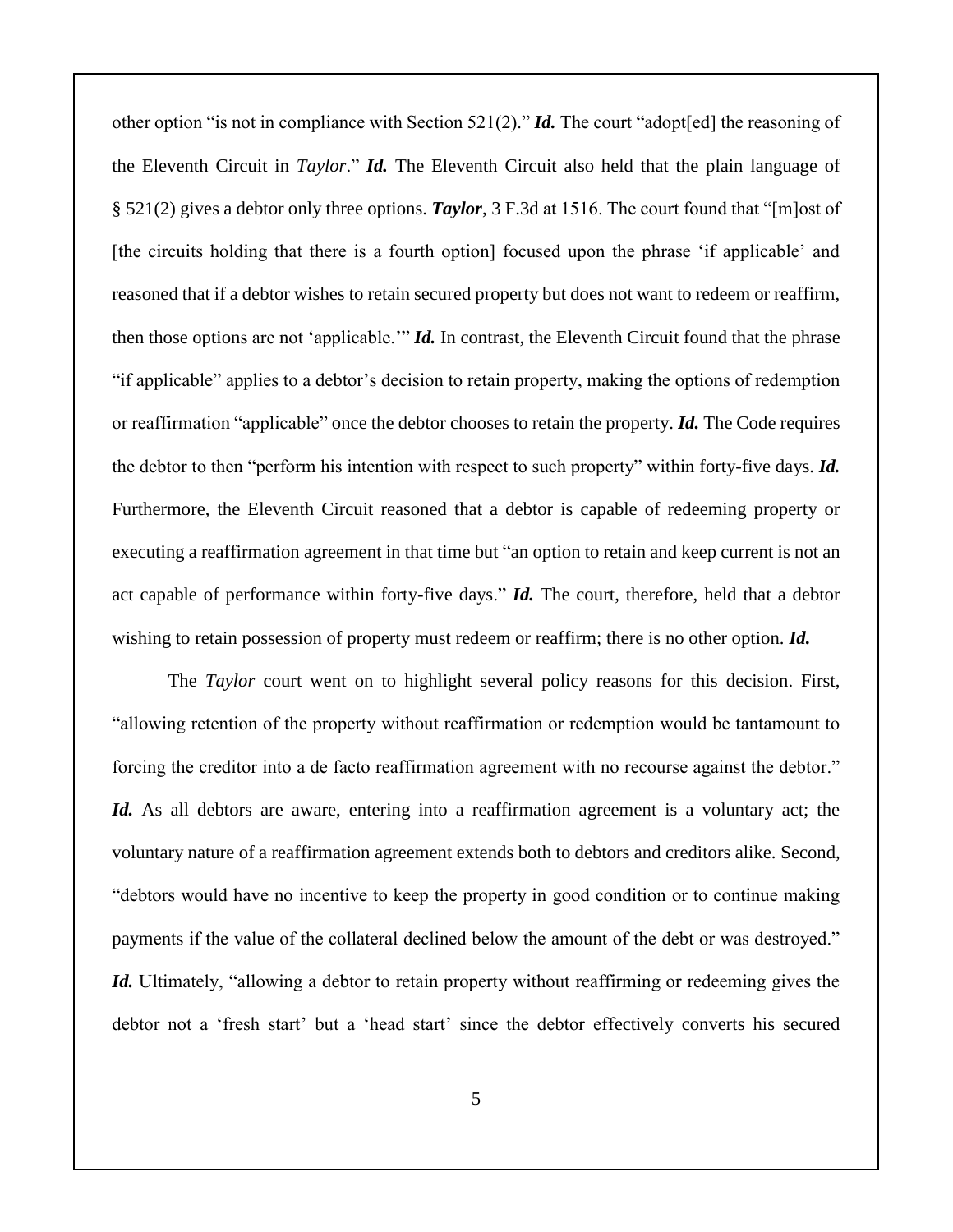other option "is not in compliance with Section 521(2)." ***Id.*** The court "adopt[ed] the reasoning of the Eleventh Circuit in *Taylor*." ***Id.*** The Eleventh Circuit also held that the plain language of § 521(2) gives a debtor only three options. ***Taylor***, 3 F.3d at 1516. The court found that "[m]ost of [the circuits holding that there is a fourth option] focused upon the phrase 'if applicable' and reasoned that if a debtor wishes to retain secured property but does not want to redeem or reaffirm, then those options are not 'applicable.'" ***Id.*** In contrast, the Eleventh Circuit found that the phrase "if applicable" applies to a debtor's decision to retain property, making the options of redemption or reaffirmation "applicable" once the debtor chooses to retain the property. ***Id.*** The Code requires the debtor to then "perform his intention with respect to such property" within forty-five days. ***Id.*** Furthermore, the Eleventh Circuit reasoned that a debtor is capable of redeeming property or executing a reaffirmation agreement in that time but "an option to retain and keep current is not an act capable of performance within forty-five days." ***Id.*** The court, therefore, held that a debtor wishing to retain possession of property must redeem or reaffirm; there is no other option. ***Id.***

The *Taylor* court went on to highlight several policy reasons for this decision. First, "allowing retention of the property without reaffirmation or redemption would be tantamount to forcing the creditor into a de facto reaffirmation agreement with no recourse against the debtor." ***Id.*** As all debtors are aware, entering into a reaffirmation agreement is a voluntary act; the voluntary nature of a reaffirmation agreement extends both to debtors and creditors alike. Second, "debtors would have no incentive to keep the property in good condition or to continue making payments if the value of the collateral declined below the amount of the debt or was destroyed." ***Id.*** Ultimately, "allowing a debtor to retain property without reaffirming or redeeming gives the debtor not a 'fresh start' but a 'head start' since the debtor effectively converts his secured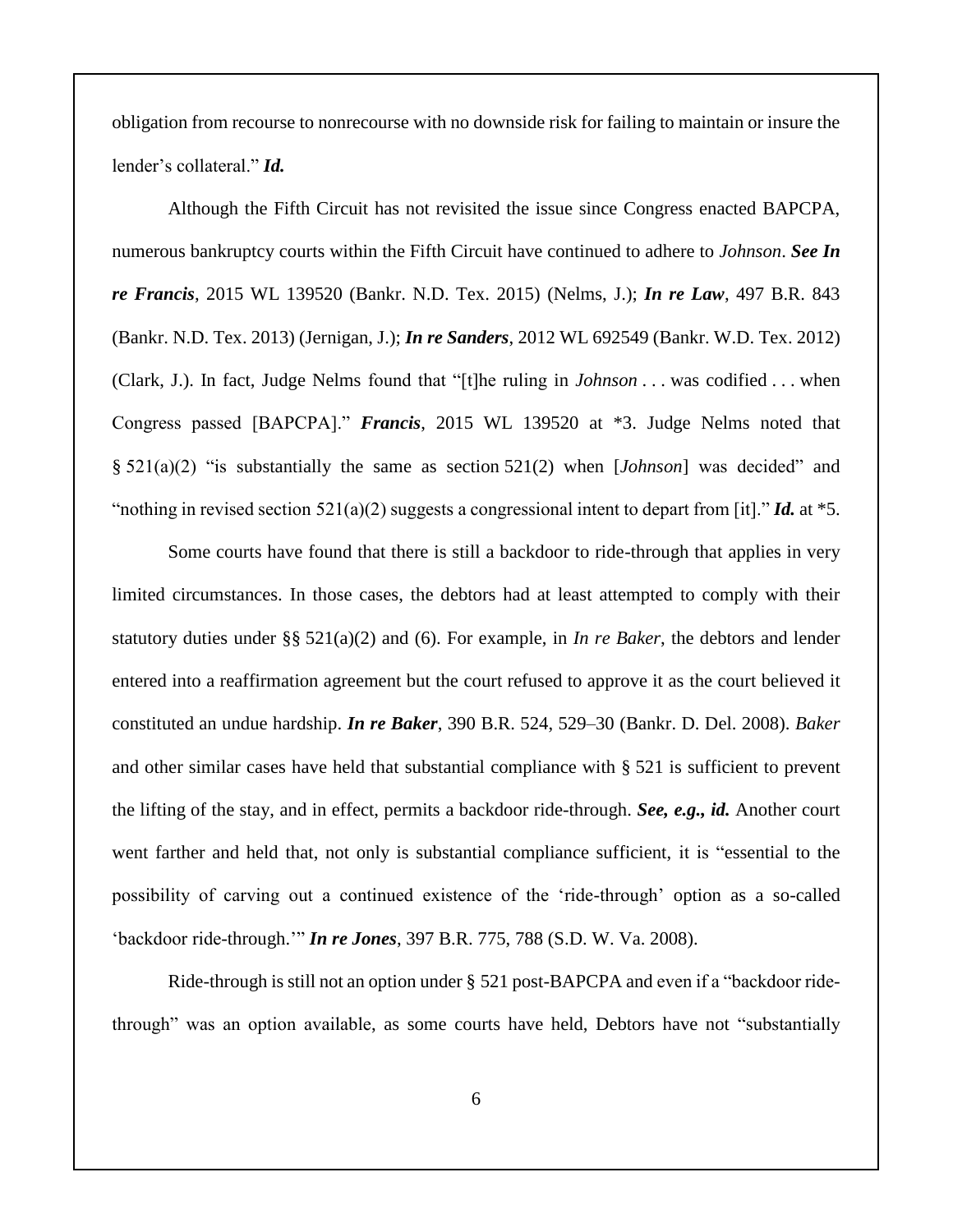obligation from recourse to nonrecourse with no downside risk for failing to maintain or insure the lender's collateral." ***Id.***

Although the Fifth Circuit has not revisited the issue since Congress enacted BAPCPA, numerous bankruptcy courts within the Fifth Circuit have continued to adhere to *Johnson*. ***See In re Francis***, 2015 WL 139520 (Bankr. N.D. Tex. 2015) (Nelms, J.); ***In re Law***, 497 B.R. 843 (Bankr. N.D. Tex. 2013) (Jernigan, J.); ***In re Sanders***, 2012 WL 692549 (Bankr. W.D. Tex. 2012) (Clark, J.). In fact, Judge Nelms found that "[t]he ruling in *Johnson* . . . was codified . . . when Congress passed [BAPCPA]." ***Francis***, 2015 WL 139520 at *3. Judge Nelms noted that § 521(a)(2) "is substantially the same as section 521(2) when [*Johnson*] was decided" and "nothing in revised section 521(a)(2) suggests a congressional intent to depart from [it]." ***Id.*** at *5.

Some courts have found that there is still a backdoor to ride-through that applies in very limited circumstances. In those cases, the debtors had at least attempted to comply with their statutory duties under §§ 521(a)(2) and (6). For example, in *In re Baker*, the debtors and lender entered into a reaffirmation agreement but the court refused to approve it as the court believed it constituted an undue hardship. ***In re Baker***, 390 B.R. 524, 529–30 (Bankr. D. Del. 2008). *Baker* and other similar cases have held that substantial compliance with § 521 is sufficient to prevent the lifting of the stay, and in effect, permits a backdoor ride-through. ***See, e.g., id.*** Another court went farther and held that, not only is substantial compliance sufficient, it is "essential to the possibility of carving out a continued existence of the 'ride-through' option as a so-called 'backdoor ride-through.'" ***In re Jones***, 397 B.R. 775, 788 (S.D. W. Va. 2008).

Ride-through is still not an option under § 521 post-BAPCPA and even if a "backdoor ride-through" was an option available, as some courts have held, Debtors have not "substantially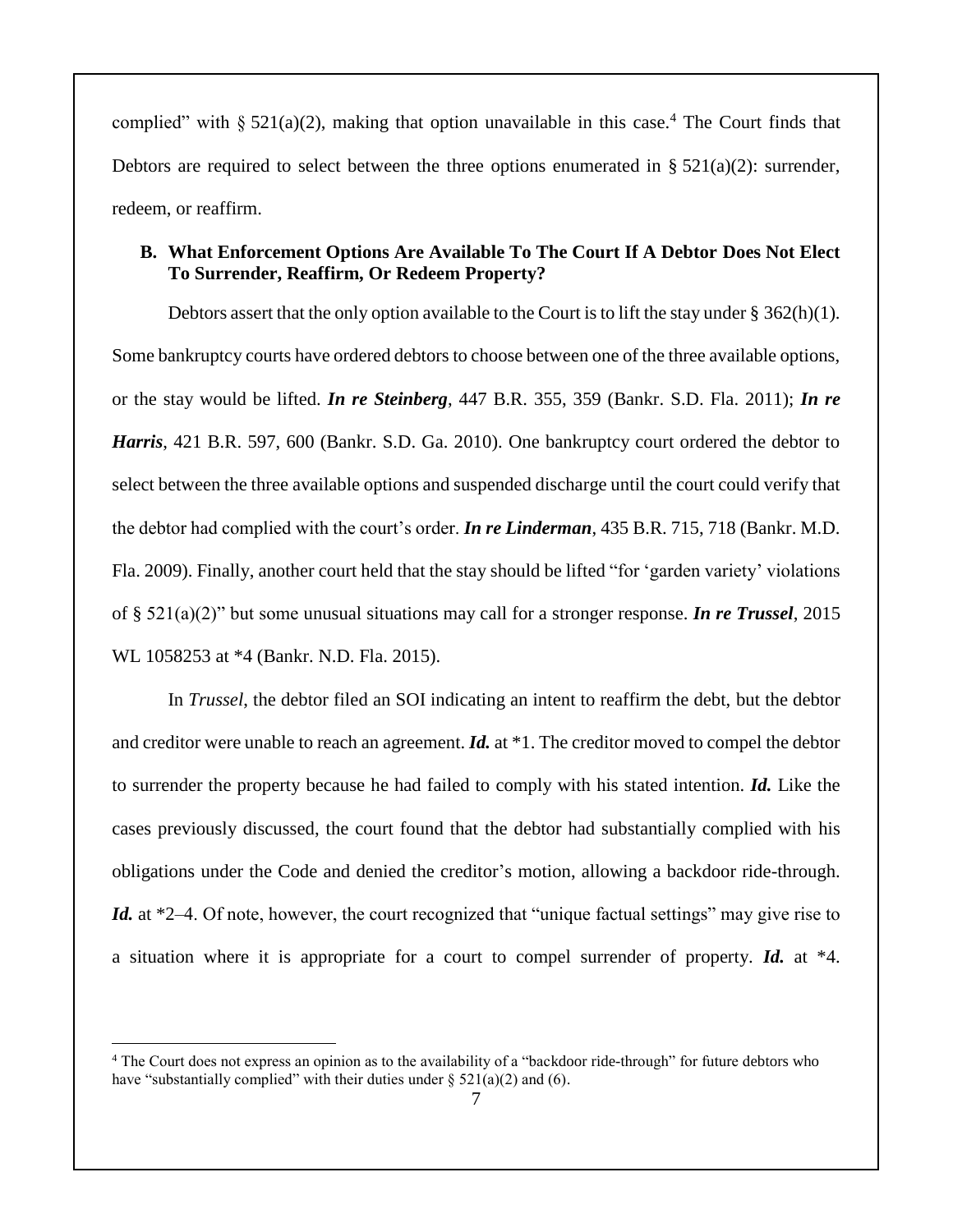complied" with § 521(a)(2), making that option unavailable in this case.[4] The Court finds that Debtors are required to select between the three options enumerated in § 521(a)(2): surrender, redeem, or reaffirm.

### B. What Enforcement Options Are Available To The Court If A Debtor Does Not Elect To Surrender, Reaffirm, Or Redeem Property?

Debtors assert that the only option available to the Court is to lift the stay under § 362(h)(1). Some bankruptcy courts have ordered debtors to choose between one of the three available options, or the stay would be lifted. ***In re Steinberg***, 447 B.R. 355, 359 (Bankr. S.D. Fla. 2011); ***In re Harris***, 421 B.R. 597, 600 (Bankr. S.D. Ga. 2010). One bankruptcy court ordered the debtor to select between the three available options and suspended discharge until the court could verify that the debtor had complied with the court's order. ***In re Linderman***, 435 B.R. 715, 718 (Bankr. M.D. Fla. 2009). Finally, another court held that the stay should be lifted "for 'garden variety' violations of § 521(a)(2)" but some unusual situations may call for a stronger response. ***In re Trussel***, 2015 WL 1058253 at *4 (Bankr. N.D. Fla. 2015).

In *Trussel*, the debtor filed an SOI indicating an intent to reaffirm the debt, but the debtor and creditor were unable to reach an agreement. ***Id.*** at *1. The creditor moved to compel the debtor to surrender the property because he had failed to comply with his stated intention. ***Id.*** Like the cases previously discussed, the court found that the debtor had substantially complied with his obligations under the Code and denied the creditor's motion, allowing a backdoor ride-through. ***Id.*** at *2–4. Of note, however, the court recognized that "unique factual settings" may give rise to a situation where it is appropriate for a court to compel surrender of property. ***Id.*** at *4.

[4] The Court does not express an opinion as to the availability of a "backdoor ride-through" for future debtors who have "substantially complied" with their duties under § 521(a)(2) and (6).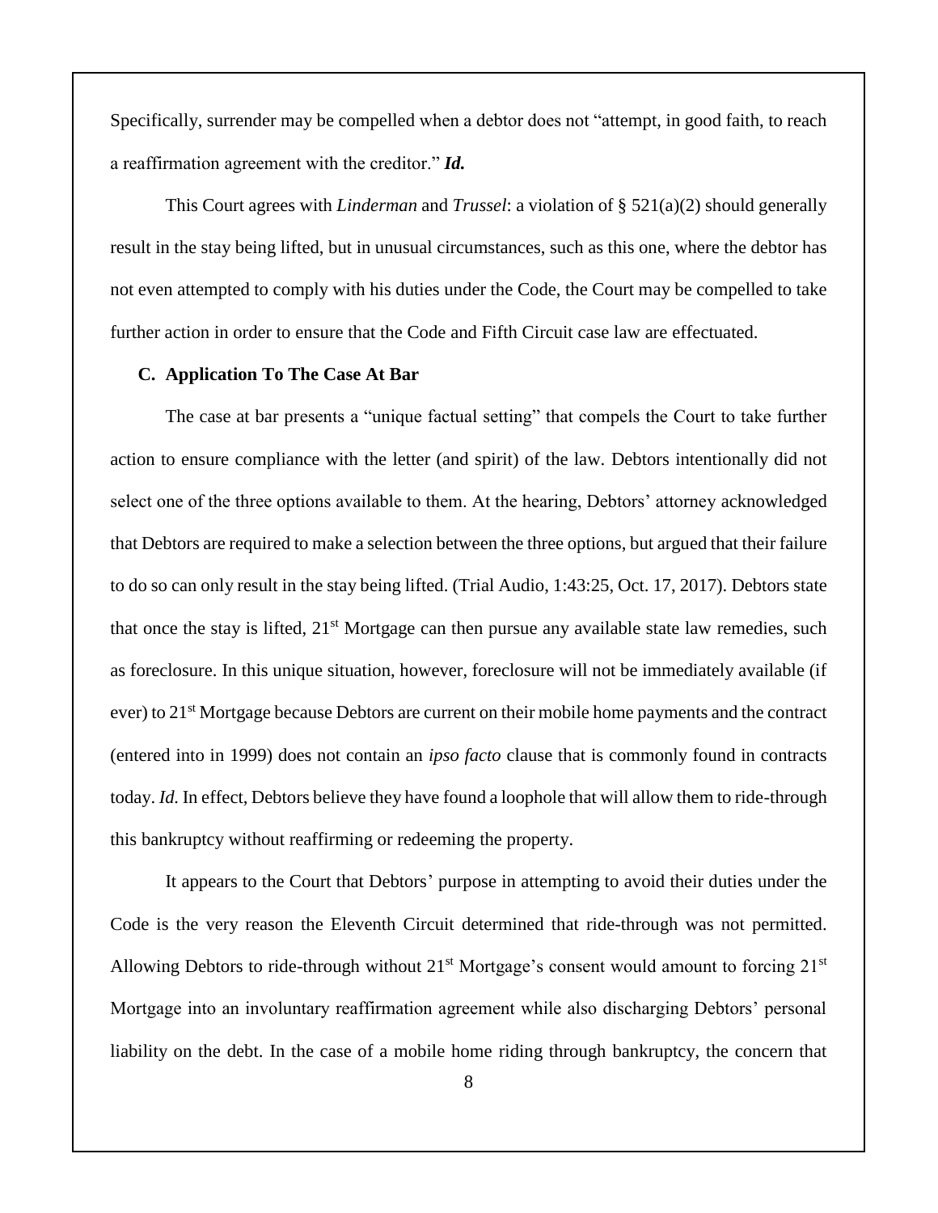Specifically, surrender may be compelled when a debtor does not "attempt, in good faith, to reach a reaffirmation agreement with the creditor." ***Id.***

This Court agrees with *Linderman* and *Trussel*: a violation of § 521(a)(2) should generally result in the stay being lifted, but in unusual circumstances, such as this one, where the debtor has not even attempted to comply with his duties under the Code, the Court may be compelled to take further action in order to ensure that the Code and Fifth Circuit case law are effectuated.

### C. Application To The Case At Bar

The case at bar presents a "unique factual setting" that compels the Court to take further action to ensure compliance with the letter (and spirit) of the law. Debtors intentionally did not select one of the three options available to them. At the hearing, Debtors' attorney acknowledged that Debtors are required to make a selection between the three options, but argued that their failure to do so can only result in the stay being lifted. (Trial Audio, 1:43:25, Oct. 17, 2017). Debtors state that once the stay is lifted, 21st Mortgage can then pursue any available state law remedies, such as foreclosure. In this unique situation, however, foreclosure will not be immediately available (if ever) to 21st Mortgage because Debtors are current on their mobile home payments and the contract (entered into in 1999) does not contain an *ipso facto* clause that is commonly found in contracts today. *Id.* In effect, Debtors believe they have found a loophole that will allow them to ride-through this bankruptcy without reaffirming or redeeming the property.

It appears to the Court that Debtors' purpose in attempting to avoid their duties under the Code is the very reason the Eleventh Circuit determined that ride-through was not permitted. Allowing Debtors to ride-through without 21st Mortgage's consent would amount to forcing 21st Mortgage into an involuntary reaffirmation agreement while also discharging Debtors' personal liability on the debt. In the case of a mobile home riding through bankruptcy, the concern that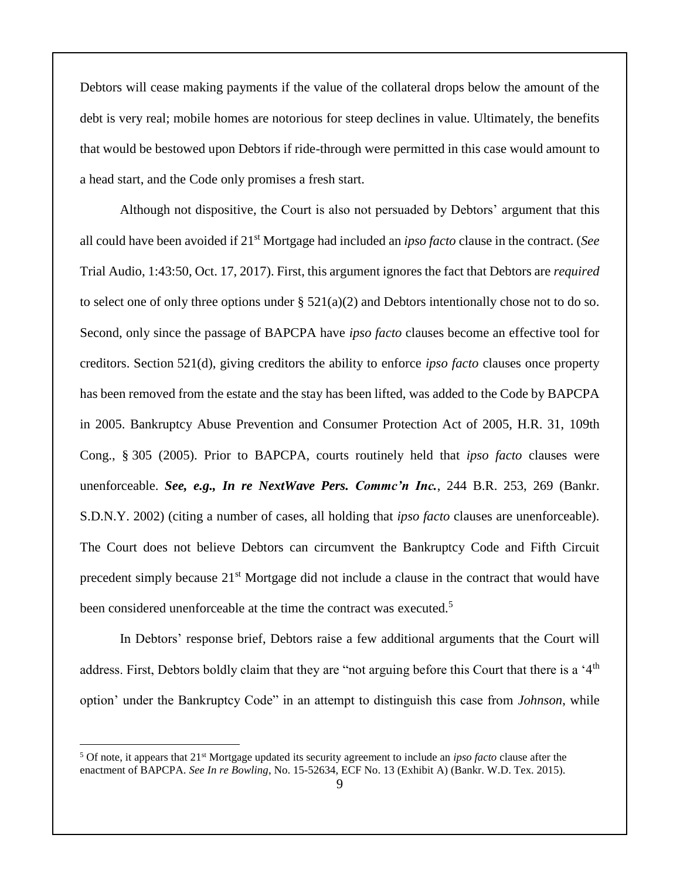Debtors will cease making payments if the value of the collateral drops below the amount of the debt is very real; mobile homes are notorious for steep declines in value. Ultimately, the benefits that would be bestowed upon Debtors if ride-through were permitted in this case would amount to a head start, and the Code only promises a fresh start.

Although not dispositive, the Court is also not persuaded by Debtors' argument that this all could have been avoided if 21st Mortgage had included an *ipso facto* clause in the contract. (*See* Trial Audio, 1:43:50, Oct. 17, 2017). First, this argument ignores the fact that Debtors are *required* to select one of only three options under § 521(a)(2) and Debtors intentionally chose not to do so. Second, only since the passage of BAPCPA have *ipso facto* clauses become an effective tool for creditors. Section 521(d), giving creditors the ability to enforce *ipso facto* clauses once property has been removed from the estate and the stay has been lifted, was added to the Code by BAPCPA in 2005. Bankruptcy Abuse Prevention and Consumer Protection Act of 2005, H.R. 31, 109th Cong., § 305 (2005). Prior to BAPCPA, courts routinely held that *ipso facto* clauses were unenforceable. ***See, e.g., In re NextWave Pers. Commc'n Inc.***, 244 B.R. 253, 269 (Bankr. S.D.N.Y. 2002) (citing a number of cases, all holding that *ipso facto* clauses are unenforceable). The Court does not believe Debtors can circumvent the Bankruptcy Code and Fifth Circuit precedent simply because 21st Mortgage did not include a clause in the contract that would have been considered unenforceable at the time the contract was executed.[5]

In Debtors' response brief, Debtors raise a few additional arguments that the Court will address. First, Debtors boldly claim that they are "not arguing before this Court that there is a '4th option' under the Bankruptcy Code" in an attempt to distinguish this case from *Johnson*, while

---

[5] Of note, it appears that 21st Mortgage updated its security agreement to include an *ipso facto* clause after the enactment of BAPCPA. *See In re Bowling*, No. 15-52634, ECF No. 13 (Exhibit A) (Bankr. W.D. Tex. 2015).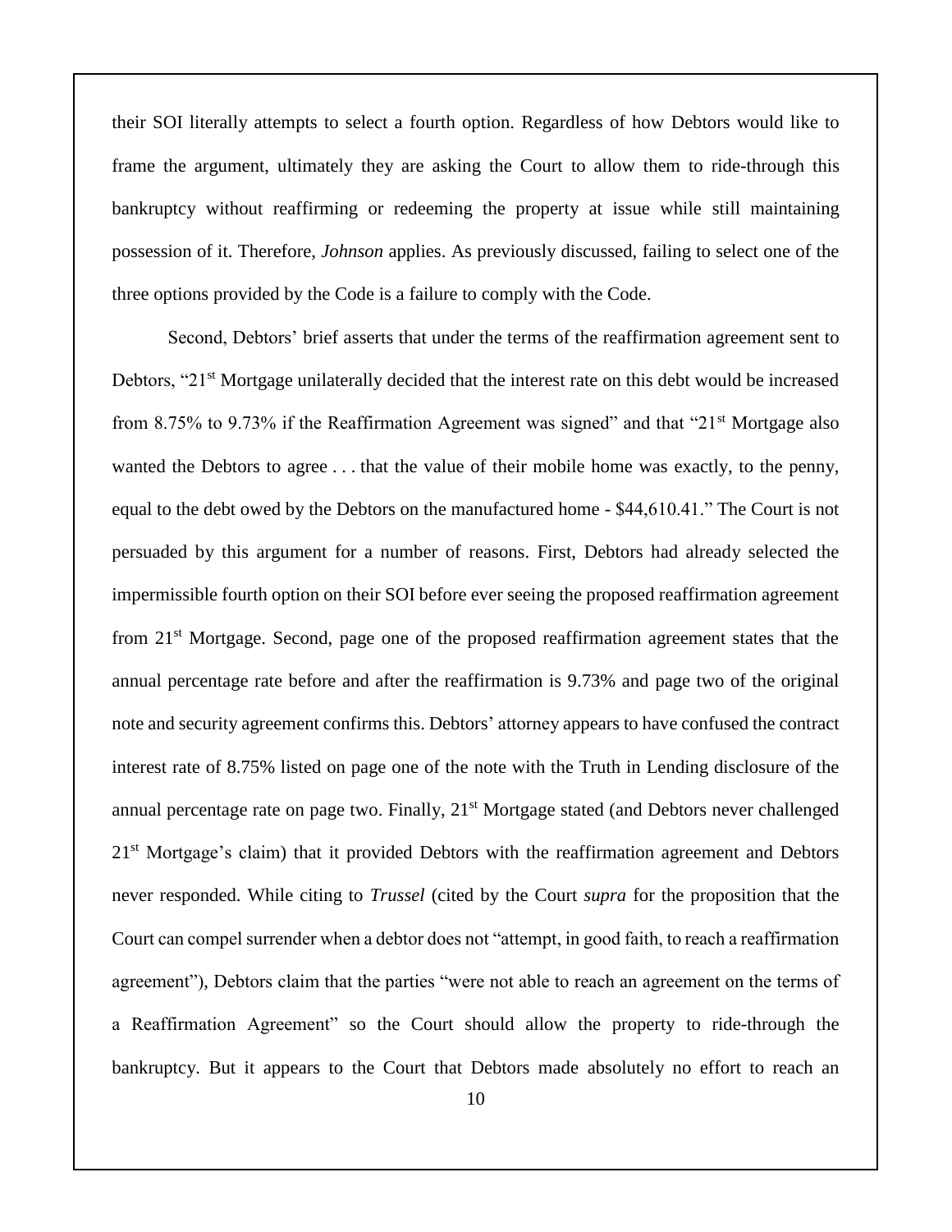their SOI literally attempts to select a fourth option. Regardless of how Debtors would like to frame the argument, ultimately they are asking the Court to allow them to ride-through this bankruptcy without reaffirming or redeeming the property at issue while still maintaining possession of it. Therefore, *Johnson* applies. As previously discussed, failing to select one of the three options provided by the Code is a failure to comply with the Code.

Second, Debtors' brief asserts that under the terms of the reaffirmation agreement sent to Debtors, "21st Mortgage unilaterally decided that the interest rate on this debt would be increased from 8.75% to 9.73% if the Reaffirmation Agreement was signed" and that "21st Mortgage also wanted the Debtors to agree . . . that the value of their mobile home was exactly, to the penny, equal to the debt owed by the Debtors on the manufactured home - $44,610.41." The Court is not persuaded by this argument for a number of reasons. First, Debtors had already selected the impermissible fourth option on their SOI before ever seeing the proposed reaffirmation agreement from 21st Mortgage. Second, page one of the proposed reaffirmation agreement states that the annual percentage rate before and after the reaffirmation is 9.73% and page two of the original note and security agreement confirms this. Debtors' attorney appears to have confused the contract interest rate of 8.75% listed on page one of the note with the Truth in Lending disclosure of the annual percentage rate on page two. Finally, 21st Mortgage stated (and Debtors never challenged 21st Mortgage's claim) that it provided Debtors with the reaffirmation agreement and Debtors never responded. While citing to *Trussel* (cited by the Court *supra* for the proposition that the Court can compel surrender when a debtor does not "attempt, in good faith, to reach a reaffirmation agreement"), Debtors claim that the parties "were not able to reach an agreement on the terms of a Reaffirmation Agreement" so the Court should allow the property to ride-through the bankruptcy. But it appears to the Court that Debtors made absolutely no effort to reach an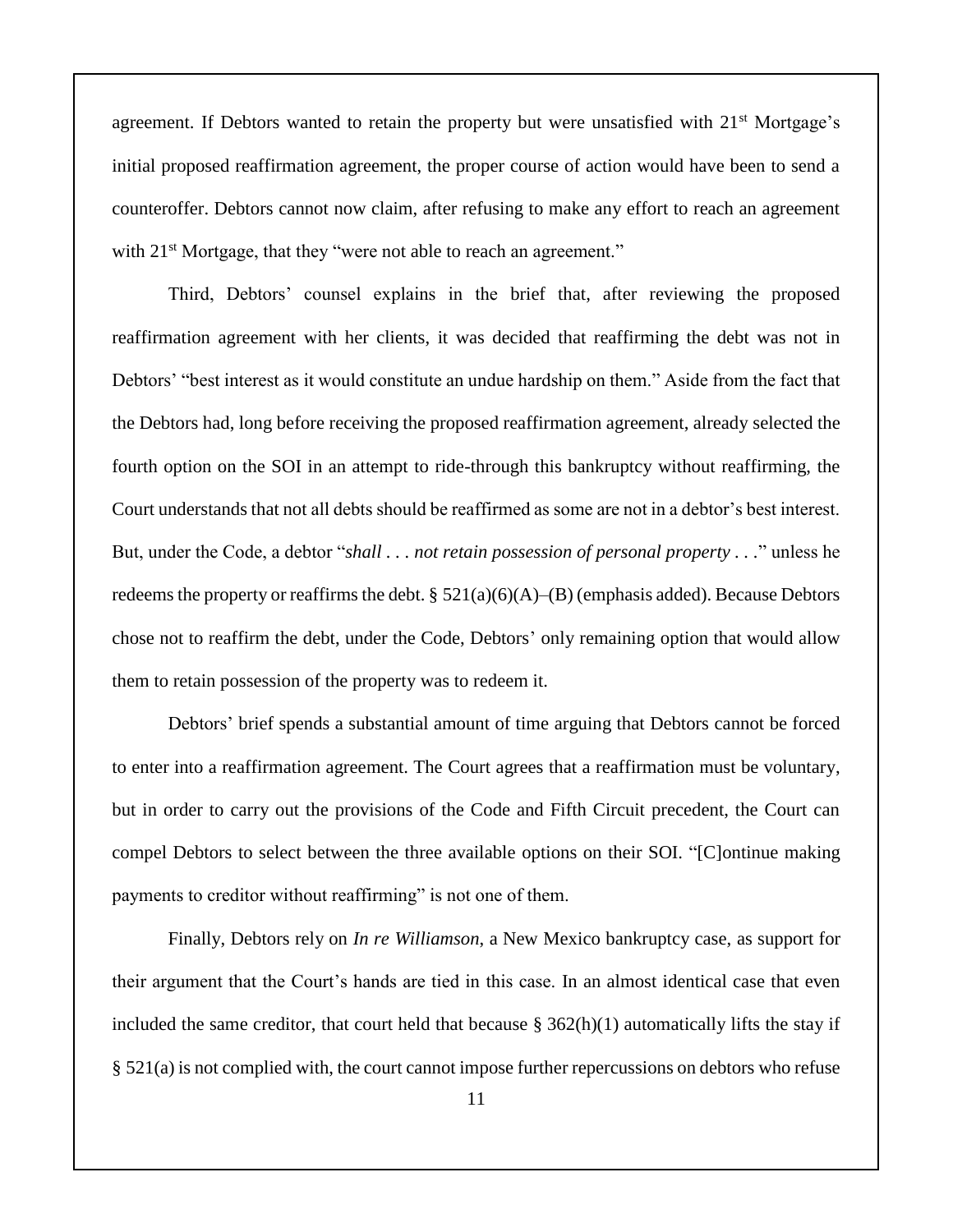agreement. If Debtors wanted to retain the property but were unsatisfied with 21st Mortgage's initial proposed reaffirmation agreement, the proper course of action would have been to send a counteroffer. Debtors cannot now claim, after refusing to make any effort to reach an agreement with 21st Mortgage, that they "were not able to reach an agreement."

Third, Debtors' counsel explains in the brief that, after reviewing the proposed reaffirmation agreement with her clients, it was decided that reaffirming the debt was not in Debtors' "best interest as it would constitute an undue hardship on them." Aside from the fact that the Debtors had, long before receiving the proposed reaffirmation agreement, already selected the fourth option on the SOI in an attempt to ride-through this bankruptcy without reaffirming, the Court understands that not all debts should be reaffirmed as some are not in a debtor's best interest. But, under the Code, a debtor "*shall . . . not retain possession of personal property* . . ." unless he redeems the property or reaffirms the debt. § 521(a)(6)(A)–(B) (emphasis added). Because Debtors chose not to reaffirm the debt, under the Code, Debtors' only remaining option that would allow them to retain possession of the property was to redeem it.

Debtors' brief spends a substantial amount of time arguing that Debtors cannot be forced to enter into a reaffirmation agreement. The Court agrees that a reaffirmation must be voluntary, but in order to carry out the provisions of the Code and Fifth Circuit precedent, the Court can compel Debtors to select between the three available options on their SOI. "[C]ontinue making payments to creditor without reaffirming" is not one of them.

Finally, Debtors rely on *In re Williamson*, a New Mexico bankruptcy case, as support for their argument that the Court's hands are tied in this case. In an almost identical case that even included the same creditor, that court held that because § 362(h)(1) automatically lifts the stay if § 521(a) is not complied with, the court cannot impose further repercussions on debtors who refuse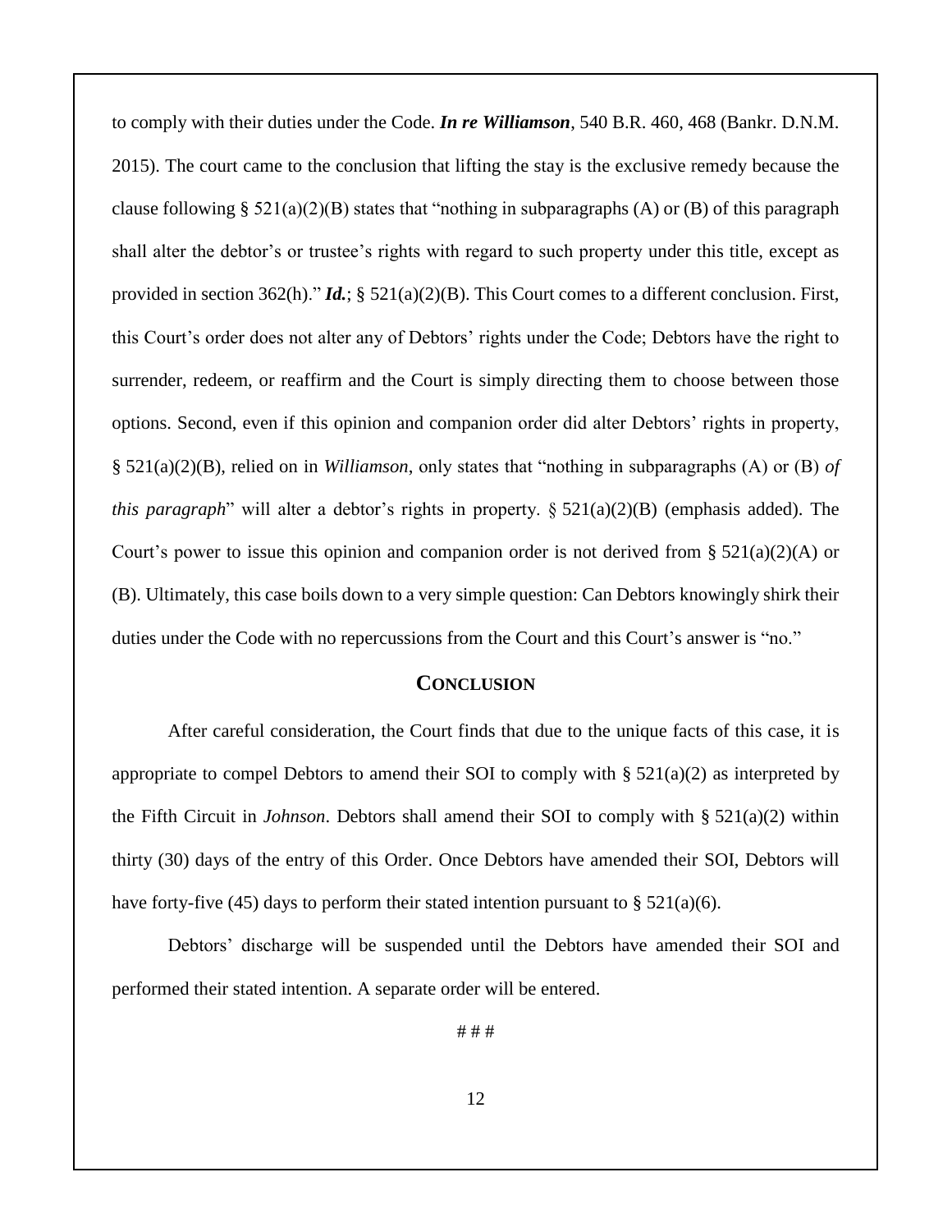to comply with their duties under the Code. ***In re Williamson***, 540 B.R. 460, 468 (Bankr. D.N.M. 2015). The court came to the conclusion that lifting the stay is the exclusive remedy because the clause following § 521(a)(2)(B) states that "nothing in subparagraphs (A) or (B) of this paragraph shall alter the debtor's or trustee's rights with regard to such property under this title, except as provided in section 362(h)." ***Id.***; § 521(a)(2)(B). This Court comes to a different conclusion. First, this Court's order does not alter any of Debtors' rights under the Code; Debtors have the right to surrender, redeem, or reaffirm and the Court is simply directing them to choose between those options. Second, even if this opinion and companion order did alter Debtors' rights in property, § 521(a)(2)(B), relied on in *Williamson*, only states that "nothing in subparagraphs (A) or (B) *of this paragraph*" will alter a debtor's rights in property. § 521(a)(2)(B) (emphasis added). The Court's power to issue this opinion and companion order is not derived from § 521(a)(2)(A) or (B). Ultimately, this case boils down to a very simple question: Can Debtors knowingly shirk their duties under the Code with no repercussions from the Court and this Court's answer is "no."

## CONCLUSION

After careful consideration, the Court finds that due to the unique facts of this case, it is appropriate to compel Debtors to amend their SOI to comply with § 521(a)(2) as interpreted by the Fifth Circuit in *Johnson*. Debtors shall amend their SOI to comply with § 521(a)(2) within thirty (30) days of the entry of this Order. Once Debtors have amended their SOI, Debtors will have forty-five (45) days to perform their stated intention pursuant to § 521(a)(6).

Debtors' discharge will be suspended until the Debtors have amended their SOI and performed their stated intention. A separate order will be entered.

# # #